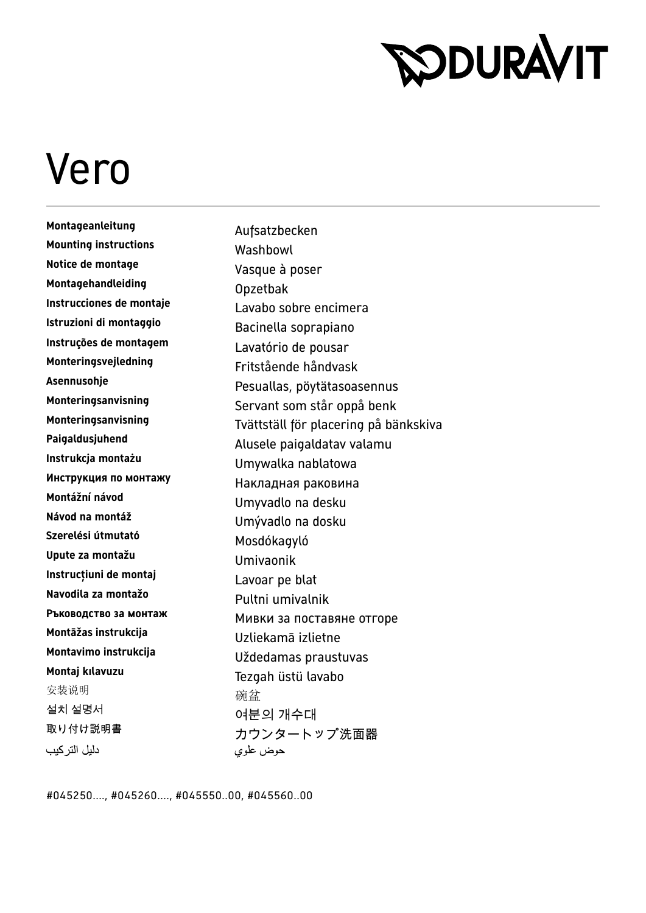DURAVIT

# Vero

| | |
|---|---|
| **Montageanleitung** | Aufsatzbecken |
| **Mounting instructions** | Washbowl |
| **Notice de montage** | Vasque à poser |
| **Montagehandleiding** | Opzetbak |
| **Instrucciones de montaje** | Lavabo sobre encimera |
| **Istruzioni di montaggio** | Bacinella soprapiano |
| **Instruções de montagem** | Lavatório de pousar |
| **Monteringsvejledning** | Fritstående håndvask |
| **Asennusohje** | Pesuallas, pöytätasoasennus |
| **Monteringsanvisning** | Servant som står oppå benk |
| **Monteringsanvisning** | Tvättställ för placering på bänkskiva |
| **Paigaldusjuhend** | Alusele paigaldatav valamu |
| **Instrukcja montażu** | Umywalka nablatowa |
| **Инструкция по монтажу** | Накладная раковина |
| **Montážní návod** | Umyvadlo na desku |
| **Návod na montáž** | Umývadlo na dosku |
| **Szerelési útmutató** | Mosdókagyló |
| **Upute za montažu** | Umivaonik |
| **Instrucțiuni de montaj** | Lavoar pe blat |
| **Navodila za montažo** | Pultni umivalnik |
| **Ръководство за монтаж** | Мивки за поставяне отгоре |
| **Montāžas instrukcija** | Uzliekamā izlietne |
| **Montavimo instrukcija** | Uždedamas praustuvas |
| **Montaj kılavuzu** | Tezgah üstü lavabo |
| 安装说明 | 碗盆 |
| 설치 설명서 | 여분의 개수대 |
| 取り付け説明書 | カウンタートップ洗面器 |
| دليل التركيب | حوض علوي |

#045250...., #045260...., #045550..00, #045560..00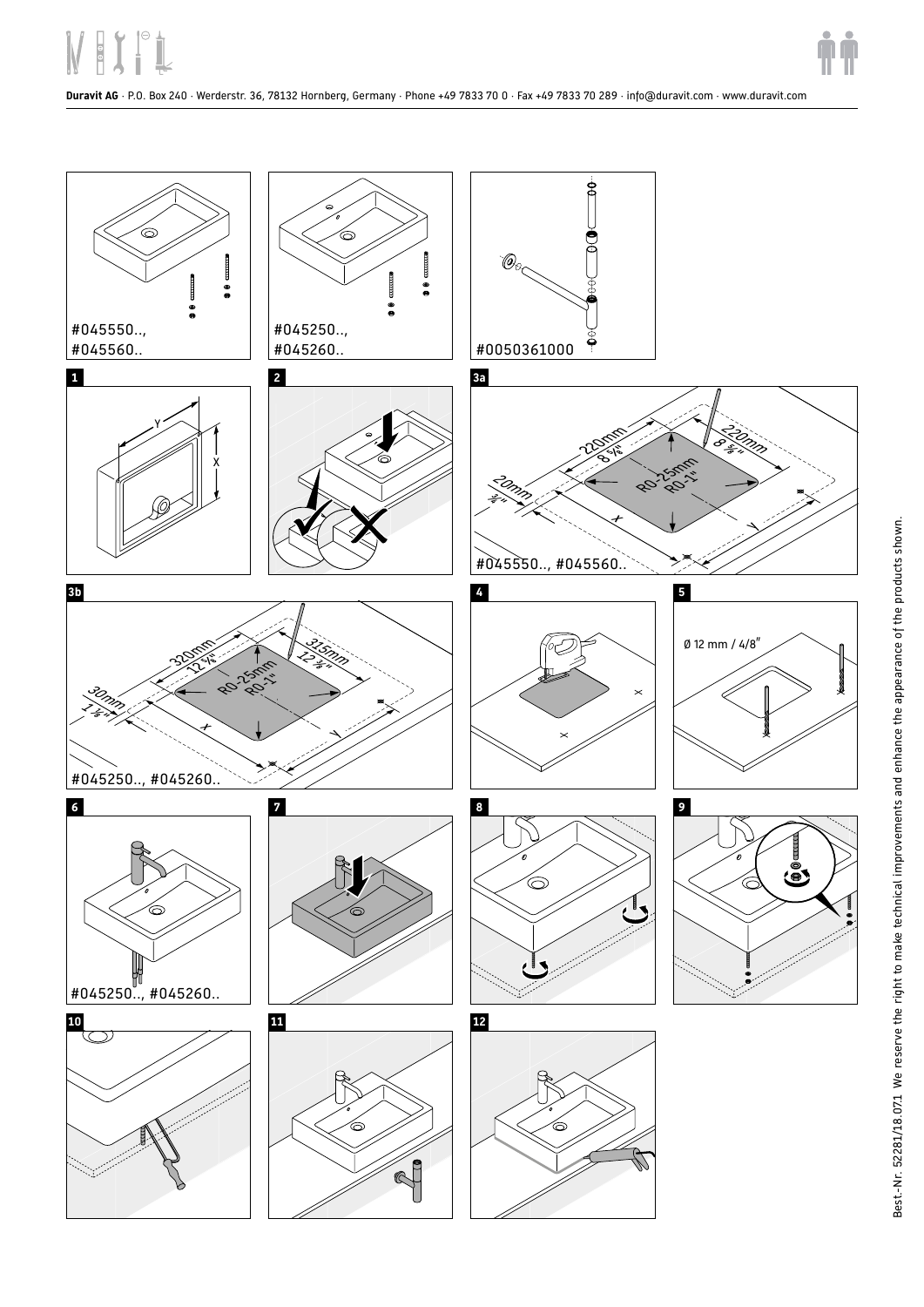**Duravit AG** · P.O. Box 240 · Werderstr. 36, 78132 Hornberg, Germany · Phone +49 7833 70 0 · Fax +49 7833 70 289 · info@duravit.com · www.duravit.com

#045550..,
#045560..

#045250..,
#045260..

#0050361000

1

Y

X

2

3a

220mm
8 5/8"

220mm
8 5/8"

20mm
3/4"

R0-25mm
R0-1"

X

Y

#045550.., #045560..

3b

320mm
12 5/8"

315mm
12 3/8"

30mm
1 1/8"

R0-25mm
R0-1"

X

Y

#045250.., #045260..

4

5

Ø 12 mm / 4/8"

6

#045250.., #045260..

7

8

9

10

11

12

Best.-Nr. 52281/18.071 We reserve the right to make technical improvements and enhance the appearance of the products shown.